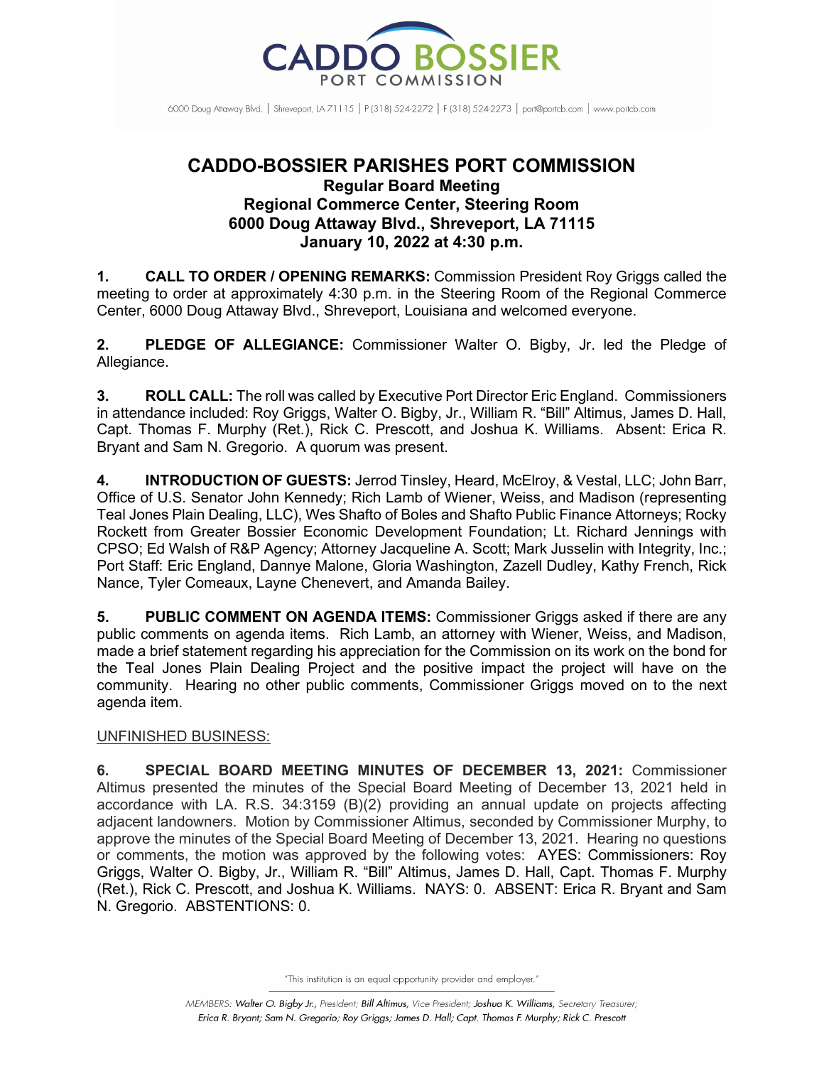CADDO BOSSIER PORT COMMISSION

6000 Doug Attaway Blvd. | Shreveport, LA 71115 | P (318) 524-2272 | F (318) 524-2273 | port@portcb.com | www.portcb.com

# CADDO-BOSSIER PARISHES PORT COMMISSION

## Regular Board Meeting
## Regional Commerce Center, Steering Room
## 6000 Doug Attaway Blvd., Shreveport, LA 71115
## January 10, 2022 at 4:30 p.m.

**1. CALL TO ORDER / OPENING REMARKS:** Commission President Roy Griggs called the meeting to order at approximately 4:30 p.m. in the Steering Room of the Regional Commerce Center, 6000 Doug Attaway Blvd., Shreveport, Louisiana and welcomed everyone.

**2. PLEDGE OF ALLEGIANCE:** Commissioner Walter O. Bigby, Jr. led the Pledge of Allegiance.

**3. ROLL CALL:** The roll was called by Executive Port Director Eric England. Commissioners in attendance included: Roy Griggs, Walter O. Bigby, Jr., William R. "Bill" Altimus, James D. Hall, Capt. Thomas F. Murphy (Ret.), Rick C. Prescott, and Joshua K. Williams. Absent: Erica R. Bryant and Sam N. Gregorio. A quorum was present.

**4. INTRODUCTION OF GUESTS:** Jerrod Tinsley, Heard, McElroy, & Vestal, LLC; John Barr, Office of U.S. Senator John Kennedy; Rich Lamb of Wiener, Weiss, and Madison (representing Teal Jones Plain Dealing, LLC), Wes Shafto of Boles and Shafto Public Finance Attorneys; Rocky Rockett from Greater Bossier Economic Development Foundation; Lt. Richard Jennings with CPSO; Ed Walsh of R&P Agency; Attorney Jacqueline A. Scott; Mark Jusselin with Integrity, Inc.; Port Staff: Eric England, Dannye Malone, Gloria Washington, Zazell Dudley, Kathy French, Rick Nance, Tyler Comeaux, Layne Chenevert, and Amanda Bailey.

**5. PUBLIC COMMENT ON AGENDA ITEMS:** Commissioner Griggs asked if there are any public comments on agenda items. Rich Lamb, an attorney with Wiener, Weiss, and Madison, made a brief statement regarding his appreciation for the Commission on its work on the bond for the Teal Jones Plain Dealing Project and the positive impact the project will have on the community. Hearing no other public comments, Commissioner Griggs moved on to the next agenda item.

<u>UNFINISHED BUSINESS:</u>

**6. SPECIAL BOARD MEETING MINUTES OF DECEMBER 13, 2021:** Commissioner Altimus presented the minutes of the Special Board Meeting of December 13, 2021 held in accordance with LA. R.S. 34:3159 (B)(2) providing an annual update on projects affecting adjacent landowners. Motion by Commissioner Altimus, seconded by Commissioner Murphy, to approve the minutes of the Special Board Meeting of December 13, 2021. Hearing no questions or comments, the motion was approved by the following votes: AYES: Commissioners: Roy Griggs, Walter O. Bigby, Jr., William R. "Bill" Altimus, James D. Hall, Capt. Thomas F. Murphy (Ret.), Rick C. Prescott, and Joshua K. Williams. NAYS: 0. ABSENT: Erica R. Bryant and Sam N. Gregorio. ABSTENTIONS: 0.

"This institution is an equal opportunity provider and employer."

*MEMBERS: Walter O. Bigby Jr., President; Bill Altimus, Vice President; Joshua K. Williams, Secretary Treasurer; Erica R. Bryant; Sam N. Gregorio; Roy Griggs; James D. Hall; Capt. Thomas F. Murphy; Rick C. Prescott*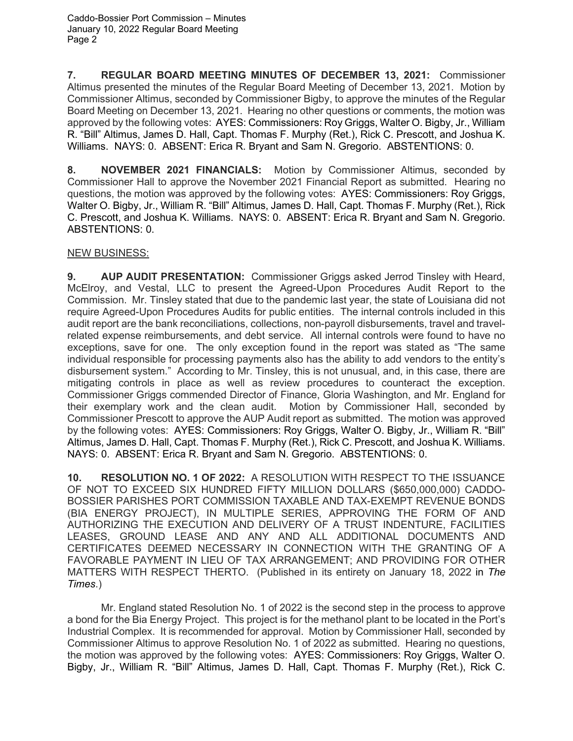**7. REGULAR BOARD MEETING MINUTES OF DECEMBER 13, 2021:** Commissioner Altimus presented the minutes of the Regular Board Meeting of December 13, 2021. Motion by Commissioner Altimus, seconded by Commissioner Bigby, to approve the minutes of the Regular Board Meeting on December 13, 2021. Hearing no other questions or comments, the motion was approved by the following votes: AYES: Commissioners: Roy Griggs, Walter O. Bigby, Jr., William R. "Bill" Altimus, James D. Hall, Capt. Thomas F. Murphy (Ret.), Rick C. Prescott, and Joshua K. Williams. NAYS: 0. ABSENT: Erica R. Bryant and Sam N. Gregorio. ABSTENTIONS: 0.

**8. NOVEMBER 2021 FINANCIALS:** Motion by Commissioner Altimus, seconded by Commissioner Hall to approve the November 2021 Financial Report as submitted. Hearing no questions, the motion was approved by the following votes: AYES: Commissioners: Roy Griggs, Walter O. Bigby, Jr., William R. "Bill" Altimus, James D. Hall, Capt. Thomas F. Murphy (Ret.), Rick C. Prescott, and Joshua K. Williams. NAYS: 0. ABSENT: Erica R. Bryant and Sam N. Gregorio. ABSTENTIONS: 0.

NEW BUSINESS:

**9. AUP AUDIT PRESENTATION:** Commissioner Griggs asked Jerrod Tinsley with Heard, McElroy, and Vestal, LLC to present the Agreed-Upon Procedures Audit Report to the Commission. Mr. Tinsley stated that due to the pandemic last year, the state of Louisiana did not require Agreed-Upon Procedures Audits for public entities. The internal controls included in this audit report are the bank reconciliations, collections, non-payroll disbursements, travel and travel-related expense reimbursements, and debt service. All internal controls were found to have no exceptions, save for one. The only exception found in the report was stated as "The same individual responsible for processing payments also has the ability to add vendors to the entity's disbursement system." According to Mr. Tinsley, this is not unusual, and, in this case, there are mitigating controls in place as well as review procedures to counteract the exception. Commissioner Griggs commended Director of Finance, Gloria Washington, and Mr. England for their exemplary work and the clean audit. Motion by Commissioner Hall, seconded by Commissioner Prescott to approve the AUP Audit report as submitted. The motion was approved by the following votes: AYES: Commissioners: Roy Griggs, Walter O. Bigby, Jr., William R. "Bill" Altimus, James D. Hall, Capt. Thomas F. Murphy (Ret.), Rick C. Prescott, and Joshua K. Williams. NAYS: 0. ABSENT: Erica R. Bryant and Sam N. Gregorio. ABSTENTIONS: 0.

**10. RESOLUTION NO. 1 OF 2022:** A RESOLUTION WITH RESPECT TO THE ISSUANCE OF NOT TO EXCEED SIX HUNDRED FIFTY MILLION DOLLARS ($650,000,000) CADDO-BOSSIER PARISHES PORT COMMISSION TAXABLE AND TAX-EXEMPT REVENUE BONDS (BIA ENERGY PROJECT), IN MULTIPLE SERIES, APPROVING THE FORM OF AND AUTHORIZING THE EXECUTION AND DELIVERY OF A TRUST INDENTURE, FACILITIES LEASES, GROUND LEASE AND ANY AND ALL ADDITIONAL DOCUMENTS AND CERTIFICATES DEEMED NECESSARY IN CONNECTION WITH THE GRANTING OF A FAVORABLE PAYMENT IN LIEU OF TAX ARRANGEMENT; AND PROVIDING FOR OTHER MATTERS WITH RESPECT THERTO. (Published in its entirety on January 18, 2022 in *The Times*.)

Mr. England stated Resolution No. 1 of 2022 is the second step in the process to approve a bond for the Bia Energy Project. This project is for the methanol plant to be located in the Port's Industrial Complex. It is recommended for approval. Motion by Commissioner Hall, seconded by Commissioner Altimus to approve Resolution No. 1 of 2022 as submitted. Hearing no questions, the motion was approved by the following votes: AYES: Commissioners: Roy Griggs, Walter O. Bigby, Jr., William R. "Bill" Altimus, James D. Hall, Capt. Thomas F. Murphy (Ret.), Rick C.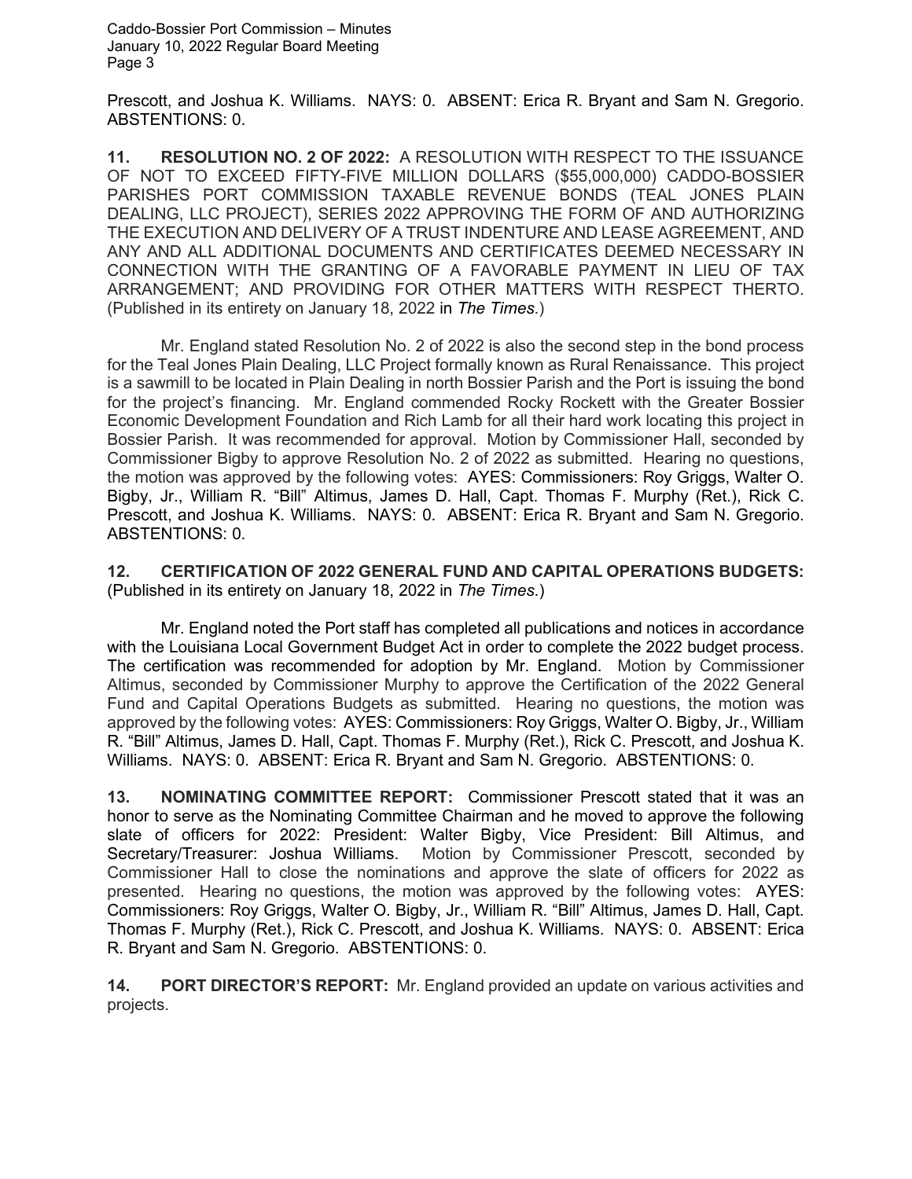Prescott, and Joshua K. Williams. NAYS: 0. ABSENT: Erica R. Bryant and Sam N. Gregorio. ABSTENTIONS: 0.

**11. RESOLUTION NO. 2 OF 2022:** A RESOLUTION WITH RESPECT TO THE ISSUANCE OF NOT TO EXCEED FIFTY-FIVE MILLION DOLLARS ($55,000,000) CADDO-BOSSIER PARISHES PORT COMMISSION TAXABLE REVENUE BONDS (TEAL JONES PLAIN DEALING, LLC PROJECT), SERIES 2022 APPROVING THE FORM OF AND AUTHORIZING THE EXECUTION AND DELIVERY OF A TRUST INDENTURE AND LEASE AGREEMENT, AND ANY AND ALL ADDITIONAL DOCUMENTS AND CERTIFICATES DEEMED NECESSARY IN CONNECTION WITH THE GRANTING OF A FAVORABLE PAYMENT IN LIEU OF TAX ARRANGEMENT; AND PROVIDING FOR OTHER MATTERS WITH RESPECT THERTO. (Published in its entirety on January 18, 2022 in *The Times*.)

Mr. England stated Resolution No. 2 of 2022 is also the second step in the bond process for the Teal Jones Plain Dealing, LLC Project formally known as Rural Renaissance. This project is a sawmill to be located in Plain Dealing in north Bossier Parish and the Port is issuing the bond for the project's financing. Mr. England commended Rocky Rockett with the Greater Bossier Economic Development Foundation and Rich Lamb for all their hard work locating this project in Bossier Parish. It was recommended for approval. Motion by Commissioner Hall, seconded by Commissioner Bigby to approve Resolution No. 2 of 2022 as submitted. Hearing no questions, the motion was approved by the following votes: AYES: Commissioners: Roy Griggs, Walter O. Bigby, Jr., William R. "Bill" Altimus, James D. Hall, Capt. Thomas F. Murphy (Ret.), Rick C. Prescott, and Joshua K. Williams. NAYS: 0. ABSENT: Erica R. Bryant and Sam N. Gregorio. ABSTENTIONS: 0.

**12. CERTIFICATION OF 2022 GENERAL FUND AND CAPITAL OPERATIONS BUDGETS:** (Published in its entirety on January 18, 2022 in *The Times*.)

Mr. England noted the Port staff has completed all publications and notices in accordance with the Louisiana Local Government Budget Act in order to complete the 2022 budget process. The certification was recommended for adoption by Mr. England. Motion by Commissioner Altimus, seconded by Commissioner Murphy to approve the Certification of the 2022 General Fund and Capital Operations Budgets as submitted. Hearing no questions, the motion was approved by the following votes: AYES: Commissioners: Roy Griggs, Walter O. Bigby, Jr., William R. "Bill" Altimus, James D. Hall, Capt. Thomas F. Murphy (Ret.), Rick C. Prescott, and Joshua K. Williams. NAYS: 0. ABSENT: Erica R. Bryant and Sam N. Gregorio. ABSTENTIONS: 0.

**13. NOMINATING COMMITTEE REPORT:** Commissioner Prescott stated that it was an honor to serve as the Nominating Committee Chairman and he moved to approve the following slate of officers for 2022: President: Walter Bigby, Vice President: Bill Altimus, and Secretary/Treasurer: Joshua Williams. Motion by Commissioner Prescott, seconded by Commissioner Hall to close the nominations and approve the slate of officers for 2022 as presented. Hearing no questions, the motion was approved by the following votes: AYES: Commissioners: Roy Griggs, Walter O. Bigby, Jr., William R. "Bill" Altimus, James D. Hall, Capt. Thomas F. Murphy (Ret.), Rick C. Prescott, and Joshua K. Williams. NAYS: 0. ABSENT: Erica R. Bryant and Sam N. Gregorio. ABSTENTIONS: 0.

**14. PORT DIRECTOR'S REPORT:** Mr. England provided an update on various activities and projects.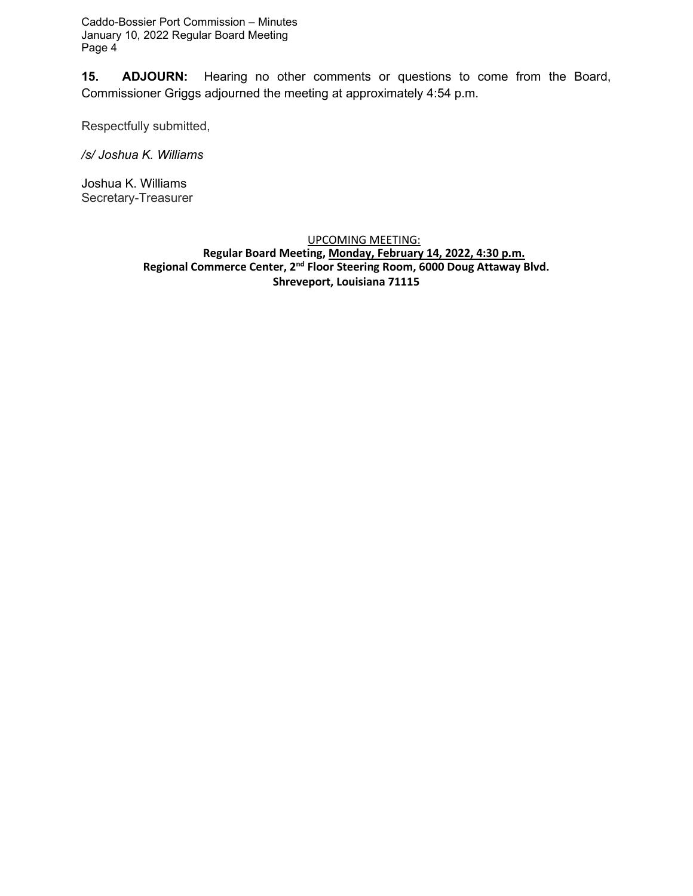**15. ADJOURN:** Hearing no other comments or questions to come from the Board, Commissioner Griggs adjourned the meeting at approximately 4:54 p.m.

Respectfully submitted,

*/s/ Joshua K. Williams*

Joshua K. Williams
Secretary-Treasurer

UPCOMING MEETING:
**Regular Board Meeting, Monday, February 14, 2022, 4:30 p.m.**
**Regional Commerce Center, 2nd Floor Steering Room, 6000 Doug Attaway Blvd.**
**Shreveport, Louisiana 71115**